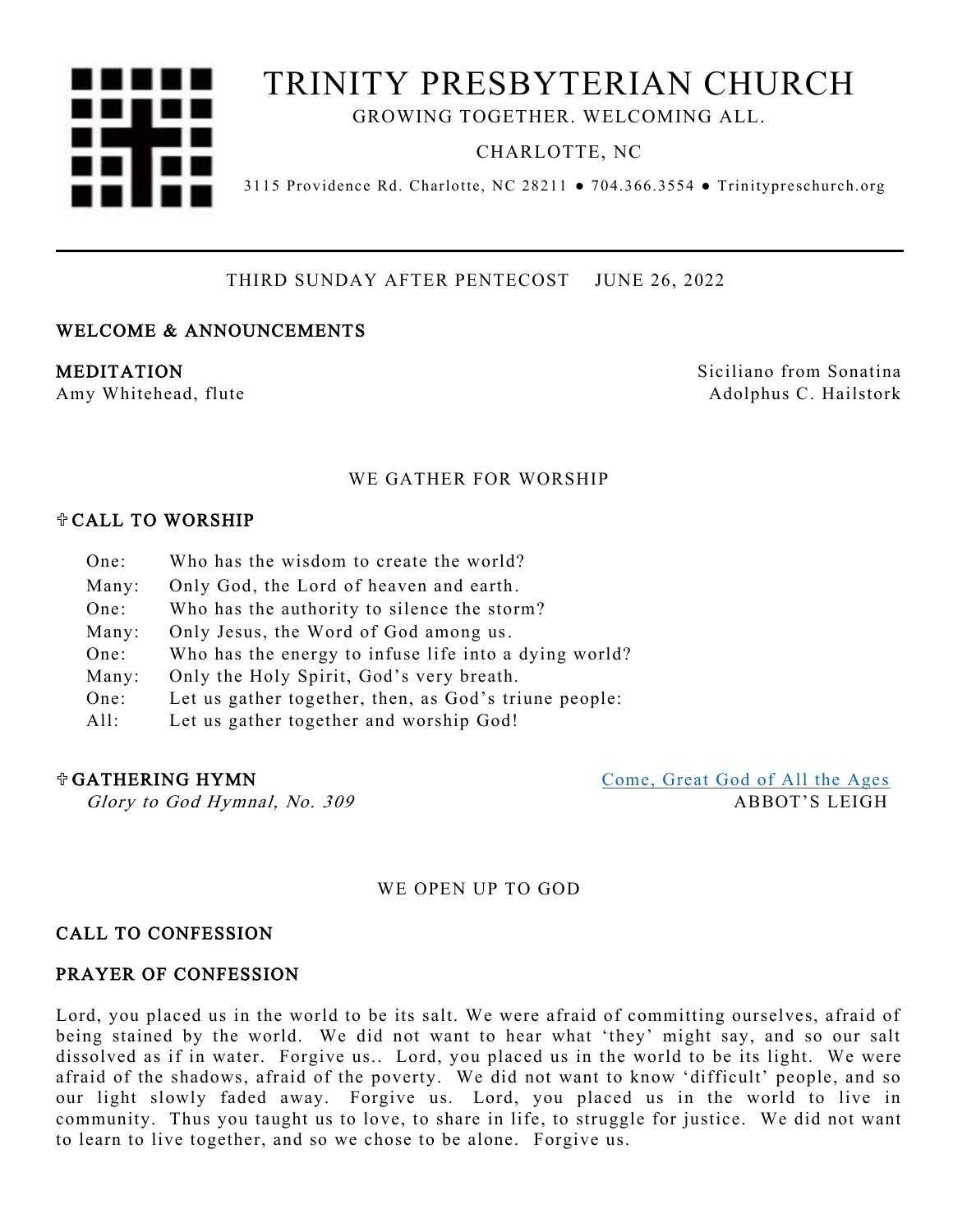# TRINITY PRESBYTERIAN CHURCH

GROWING TOGETHER. WELCOMING ALL.

CHARLOTTE, NC

3115 Providence Rd. Charlotte, NC 28211 ● 704.366.3554 ● Trinitypreschurch.org

---

THIRD SUNDAY AFTER PENTECOST JUNE 26, 2022

## WELCOME & ANNOUNCEMENTS

## MEDITATION

Amy Whitehead, flute

Siciliano from Sonatina
Adolphus C. Hailstork

### WE GATHER FOR WORSHIP

## ✞ CALL TO WORSHIP

| | |
|---|---|
| One: | Who has the wisdom to create the world? |
| Many: | Only God, the Lord of heaven and earth. |
| One: | Who has the authority to silence the storm? |
| Many: | Only Jesus, the Word of God among us. |
| One: | Who has the energy to infuse life into a dying world? |
| Many: | Only the Holy Spirit, God's very breath. |
| One: | Let us gather together, then, as God's triune people: |
| All: | Let us gather together and worship God! |

## ✞ GATHERING HYMN

*Glory to God Hymnal, No. 309*

Come, Great God of All the Ages
ABBOT'S LEIGH

### WE OPEN UP TO GOD

## CALL TO CONFESSION

## PRAYER OF CONFESSION

Lord, you placed us in the world to be its salt. We were afraid of committing ourselves, afraid of being stained by the world. We did not want to hear what 'they' might say, and so our salt dissolved as if in water. Forgive us.. Lord, you placed us in the world to be its light. We were afraid of the shadows, afraid of the poverty. We did not want to know 'difficult' people, and so our light slowly faded away. Forgive us. Lord, you placed us in the world to live in community. Thus you taught us to love, to share in life, to struggle for justice. We did not want to learn to live together, and so we chose to be alone. Forgive us.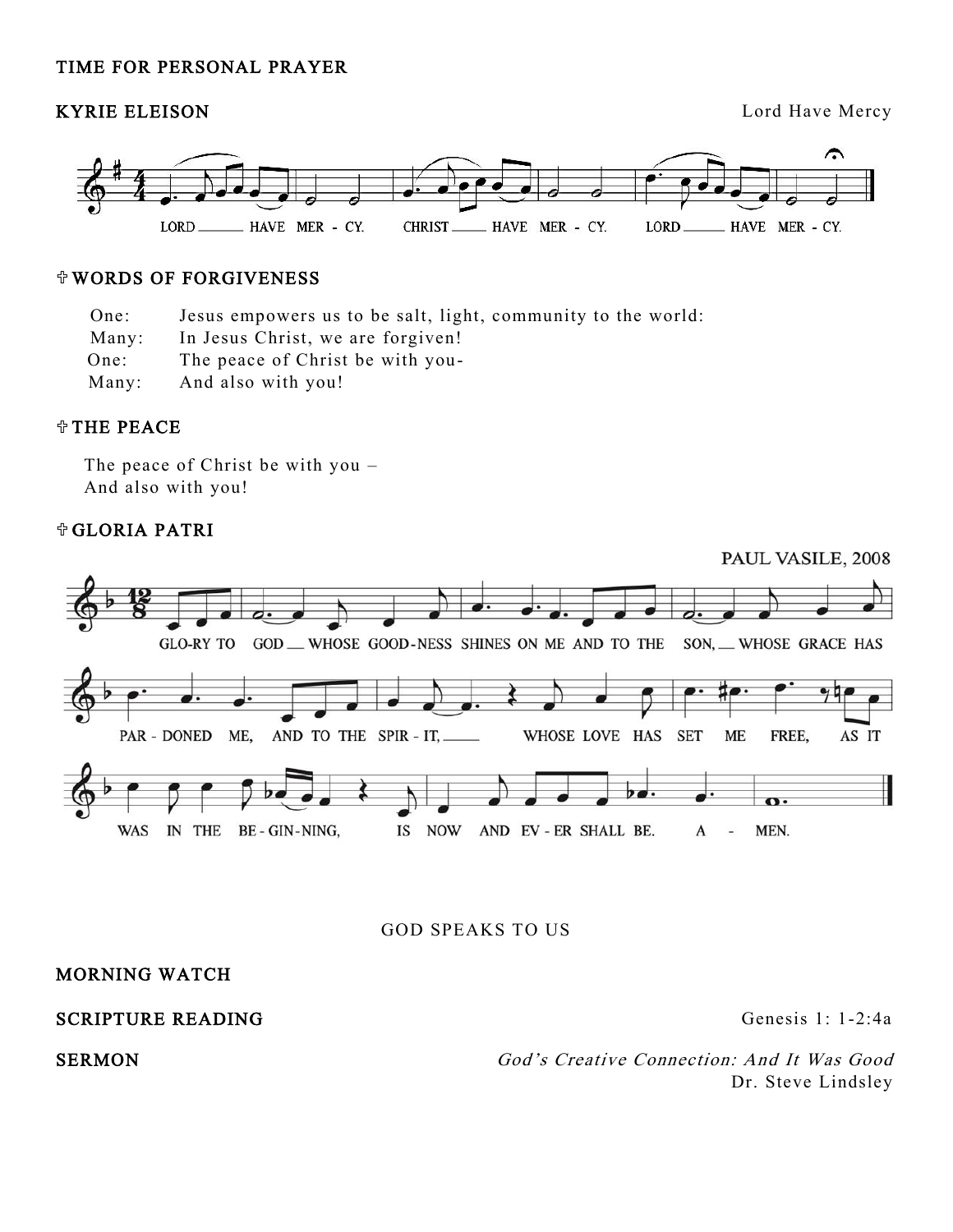TIME FOR PERSONAL PRAYER

**KYRIE ELEISON** — Lord Have Mercy

LORD ___ HAVE MER - CY. CHRIST ___ HAVE MER - CY. LORD ___ HAVE MER - CY.

**✞ WORDS OF FORGIVENESS**

One: Jesus empowers us to be salt, light, community to the world:
Many: In Jesus Christ, we are forgiven!
One: The peace of Christ be with you-
Many: And also with you!

**✞ THE PEACE**

The peace of Christ be with you –
And also with you!

**✞ GLORIA PATRI**

PAUL VASILE, 2008

GLO-RY TO GOD ___ WHOSE GOOD-NESS SHINES ON ME AND TO THE SON, ___ WHOSE GRACE HAS PAR - DONED ME, AND TO THE SPIR - IT, ___ WHOSE LOVE HAS SET ME FREE, AS IT WAS IN THE BE - GIN-NING, IS NOW AND EV - ER SHALL BE. A - MEN.

GOD SPEAKS TO US

MORNING WATCH

SCRIPTURE READING — Genesis 1: 1-2:4a

SERMON — *God's Creative Connection: And It Was Good*
Dr. Steve Lindsley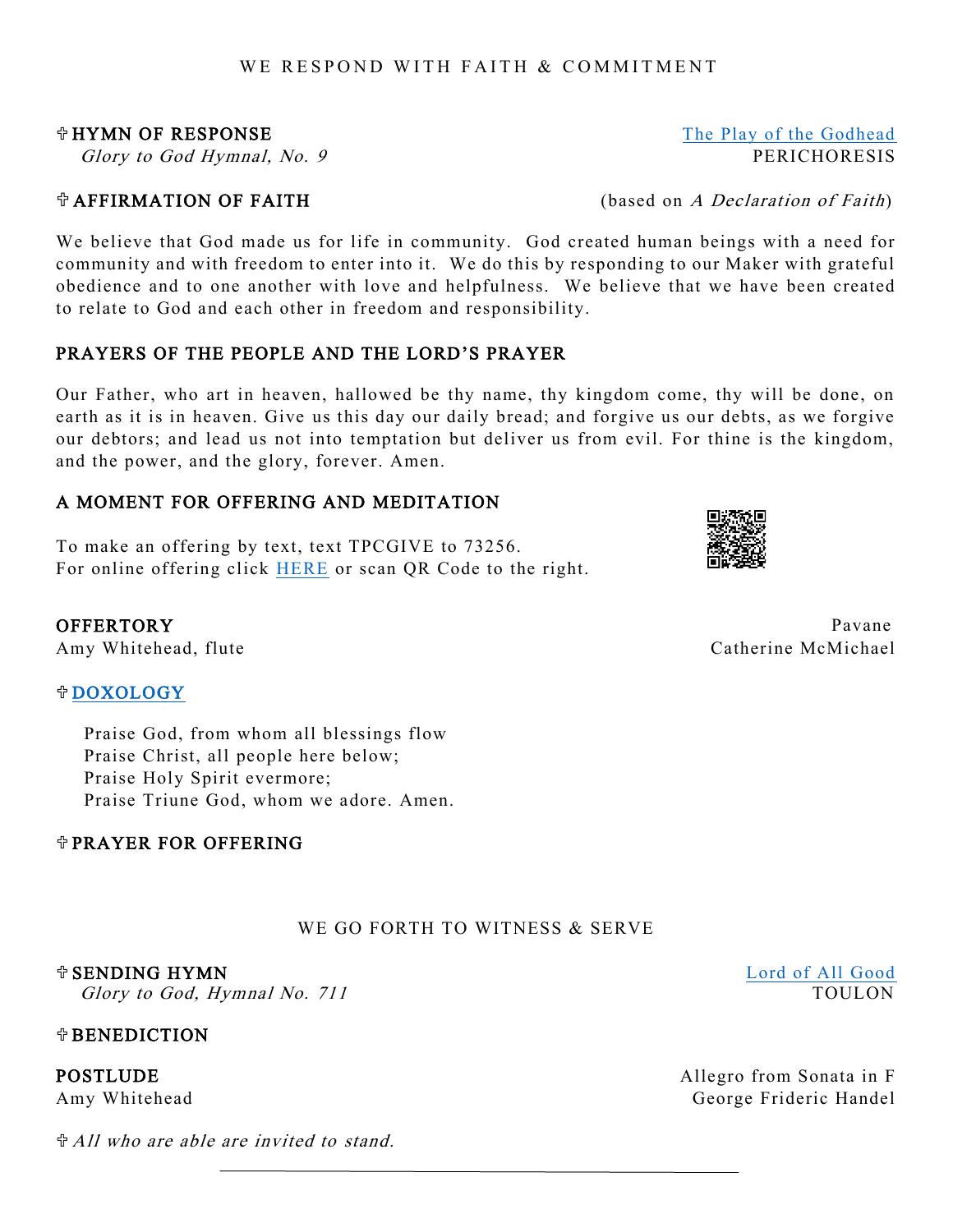## WE RESPOND WITH FAITH & COMMITMENT

**✝ HYMN OF RESPONSE** — The Play of the Godhead
*Glory to God Hymnal, No. 9* — PERICHORESIS

**✝ AFFIRMATION OF FAITH** (based on *A Declaration of Faith*)

We believe that God made us for life in community. God created human beings with a need for community and with freedom to enter into it. We do this by responding to our Maker with grateful obedience and to one another with love and helpfulness. We believe that we have been created to relate to God and each other in freedom and responsibility.

**PRAYERS OF THE PEOPLE AND THE LORD'S PRAYER**

Our Father, who art in heaven, hallowed be thy name, thy kingdom come, thy will be done, on earth as it is in heaven. Give us this day our daily bread; and forgive us our debts, as we forgive our debtors; and lead us not into temptation but deliver us from evil. For thine is the kingdom, and the power, and the glory, forever. Amen.

**A MOMENT FOR OFFERING AND MEDITATION**

To make an offering by text, text TPCGIVE to 73256.
For online offering click HERE or scan QR Code to the right.

**OFFERTORY** — Pavane
Amy Whitehead, flute — Catherine McMichael

**✝ DOXOLOGY**

Praise God, from whom all blessings flow
Praise Christ, all people here below;
Praise Holy Spirit evermore;
Praise Triune God, whom we adore. Amen.

**✝ PRAYER FOR OFFERING**

## WE GO FORTH TO WITNESS & SERVE

**✝ SENDING HYMN** — Lord of All Good
*Glory to God, Hymnal No. 711* — TOULON

**✝ BENEDICTION**

**POSTLUDE** — Allegro from Sonata in F
Amy Whitehead — George Frideric Handel

✝ *All who are able are invited to stand.*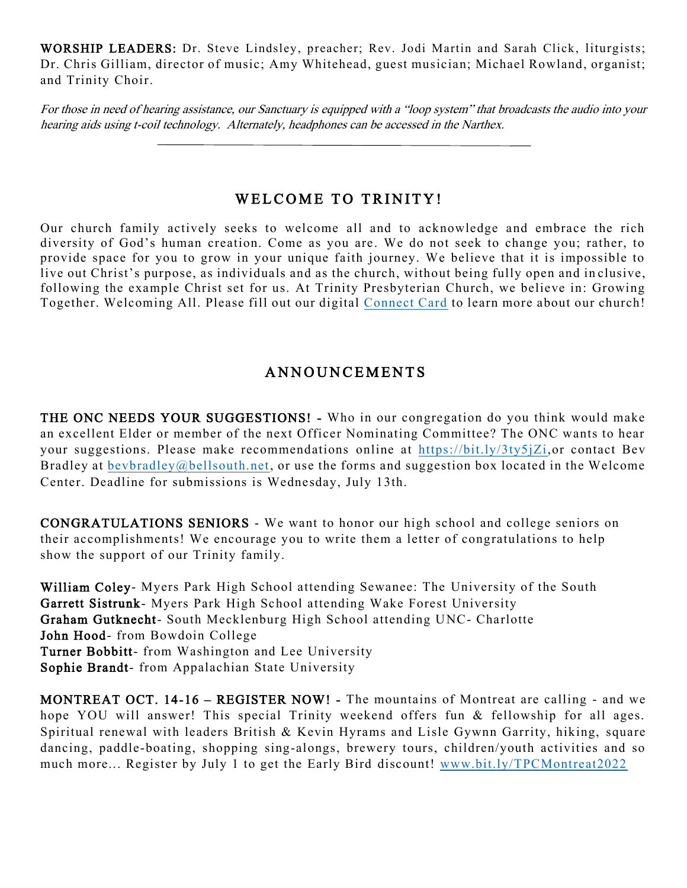**WORSHIP LEADERS:** Dr. Steve Lindsley, preacher; Rev. Jodi Martin and Sarah Click, liturgists; Dr. Chris Gilliam, director of music; Amy Whitehead, guest musician; Michael Rowland, organist; and Trinity Choir.

*For those in need of hearing assistance, our Sanctuary is equipped with a "loop system" that broadcasts the audio into your hearing aids using t-coil technology. Alternately, headphones can be accessed in the Narthex.*

---

## WELCOME TO TRINITY!

Our church family actively seeks to welcome all and to acknowledge and embrace the rich diversity of God's human creation. Come as you are. We do not seek to change you; rather, to provide space for you to grow in your unique faith journey. We believe that it is impossible to live out Christ's purpose, as individuals and as the church, without being fully open and inclusive, following the example Christ set for us. At Trinity Presbyterian Church, we believe in: Growing Together. Welcoming All. Please fill out our digital Connect Card to learn more about our church!

## ANNOUNCEMENTS

**THE ONC NEEDS YOUR SUGGESTIONS! -** Who in our congregation do you think would make an excellent Elder or member of the next Officer Nominating Committee? The ONC wants to hear your suggestions. Please make recommendations online at https://bit.ly/3ty5jZi,or contact Bev Bradley at bevbradley@bellsouth.net, or use the forms and suggestion box located in the Welcome Center. Deadline for submissions is Wednesday, July 13th.

**CONGRATULATIONS SENIORS** - We want to honor our high school and college seniors on their accomplishments! We encourage you to write them a letter of congratulations to help show the support of our Trinity family.

**William Coley**- Myers Park High School attending Sewanee: The University of the South
**Garrett Sistrunk**- Myers Park High School attending Wake Forest University
**Graham Gutknecht**- South Mecklenburg High School attending UNC- Charlotte
**John Hood**- from Bowdoin College
**Turner Bobbitt**- from Washington and Lee University
**Sophie Brandt**- from Appalachian State University

**MONTREAT OCT. 14-16 – REGISTER NOW! -** The mountains of Montreat are calling - and we hope YOU will answer! This special Trinity weekend offers fun & fellowship for all ages. Spiritual renewal with leaders British & Kevin Hyrams and Lisle Gywnn Garrity, hiking, square dancing, paddle-boating, shopping sing-alongs, brewery tours, children/youth activities and so much more... Register by July 1 to get the Early Bird discount! www.bit.ly/TPCMontreat2022